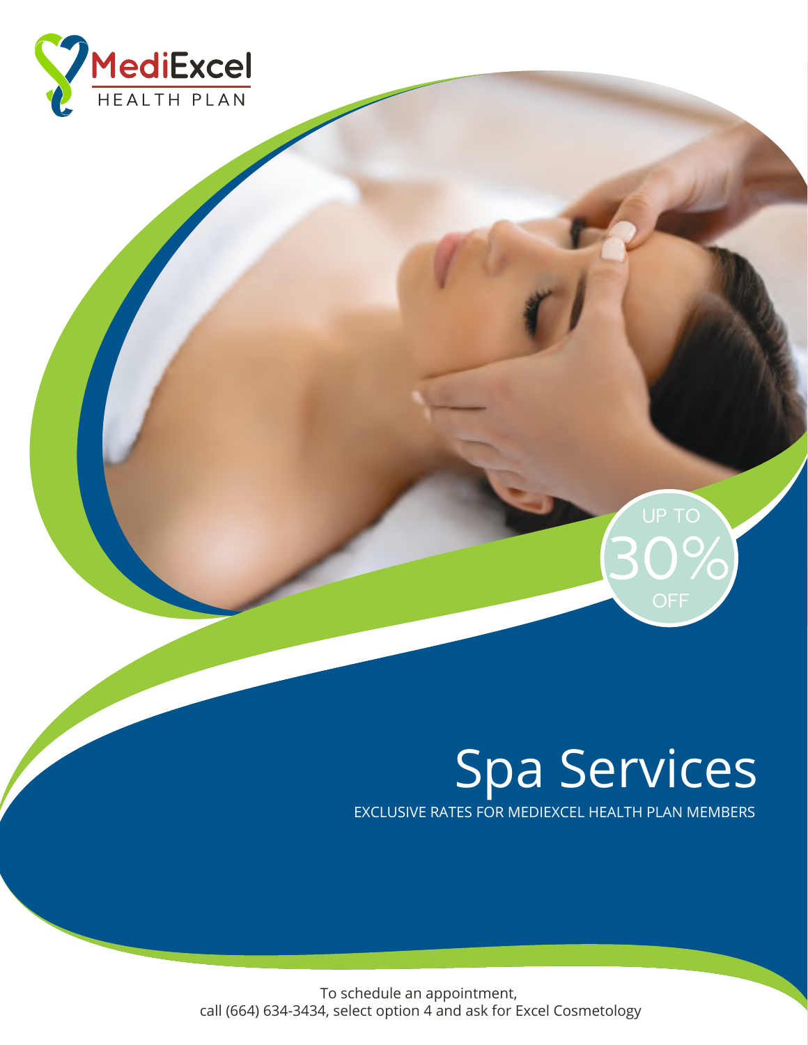MediExcel
HEALTH PLAN

UP TO
30%
OFF

# Spa Services

EXCLUSIVE RATES FOR MEDIEXCEL HEALTH PLAN MEMBERS

To schedule an appointment,
call (664) 634-3434, select option 4 and ask for Excel Cosmetology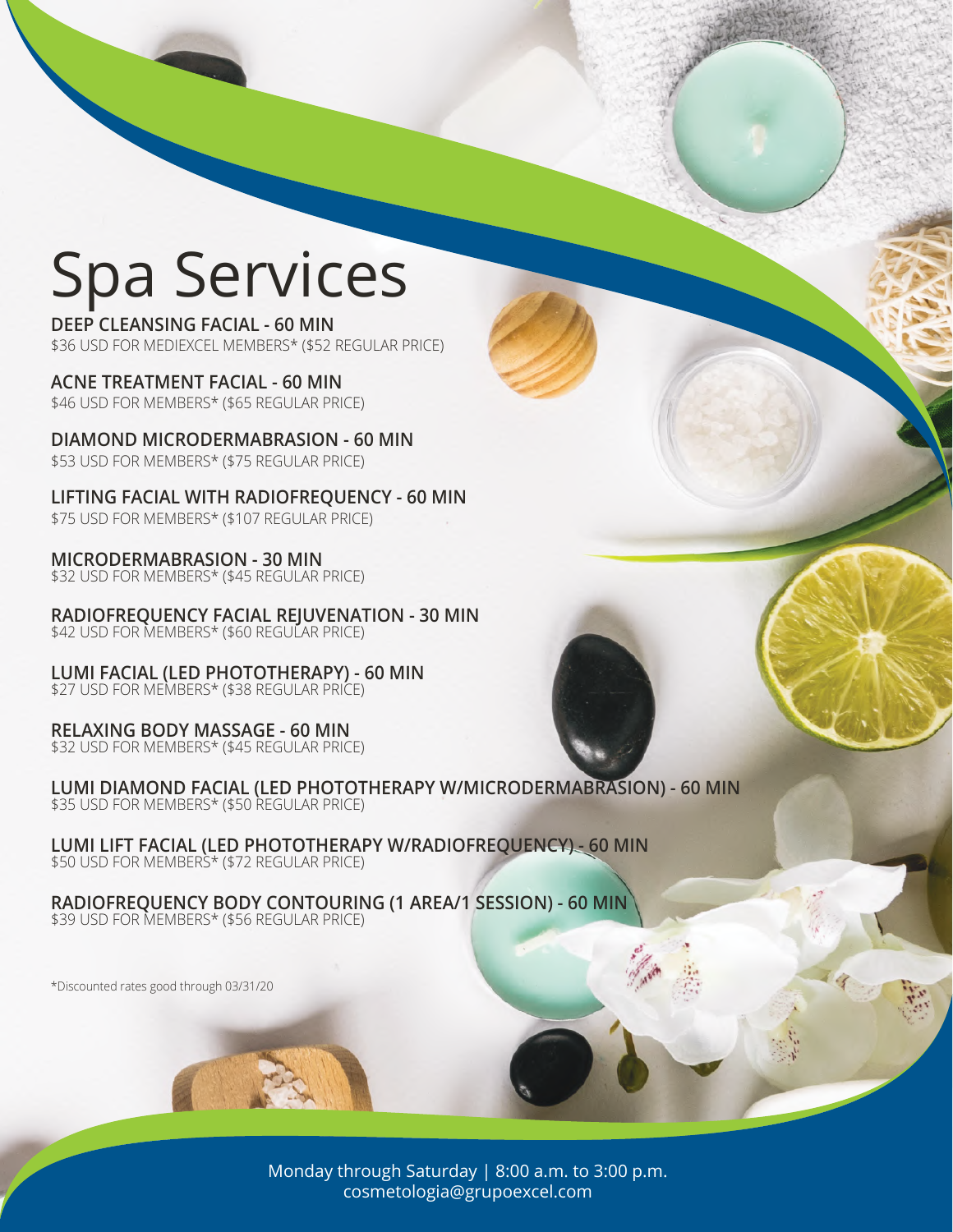# Spa Services

**DEEP CLEANSING FACIAL - 60 MIN**
$36 USD FOR MEDIEXCEL MEMBERS* ($52 REGULAR PRICE)

**ACNE TREATMENT FACIAL - 60 MIN**
$46 USD FOR MEMBERS* ($65 REGULAR PRICE)

**DIAMOND MICRODERMABRASION - 60 MIN**
$53 USD FOR MEMBERS* ($75 REGULAR PRICE)

**LIFTING FACIAL WITH RADIOFREQUENCY - 60 MIN**
$75 USD FOR MEMBERS* ($107 REGULAR PRICE)

**MICRODERMABRASION - 30 MIN**
$32 USD FOR MEMBERS* ($45 REGULAR PRICE)

**RADIOFREQUENCY FACIAL REJUVENATION - 30 MIN**
$42 USD FOR MEMBERS* ($60 REGULAR PRICE)

**LUMI FACIAL (LED PHOTOTHERAPY) - 60 MIN**
$27 USD FOR MEMBERS* ($38 REGULAR PRICE)

**RELAXING BODY MASSAGE - 60 MIN**
$32 USD FOR MEMBERS* ($45 REGULAR PRICE)

**LUMI DIAMOND FACIAL (LED PHOTOTHERAPY W/MICRODERMABRASION) - 60 MIN**
$35 USD FOR MEMBERS* ($50 REGULAR PRICE)

**LUMI LIFT FACIAL (LED PHOTOTHERAPY W/RADIOFREQUENCY) - 60 MIN**
$50 USD FOR MEMBERS* ($72 REGULAR PRICE)

**RADIOFREQUENCY BODY CONTOURING (1 AREA/1 SESSION) - 60 MIN**
$39 USD FOR MEMBERS* ($56 REGULAR PRICE)

*Discounted rates good through 03/31/20

Monday through Saturday | 8:00 a.m. to 3:00 p.m.
cosmetologia@grupoexcel.com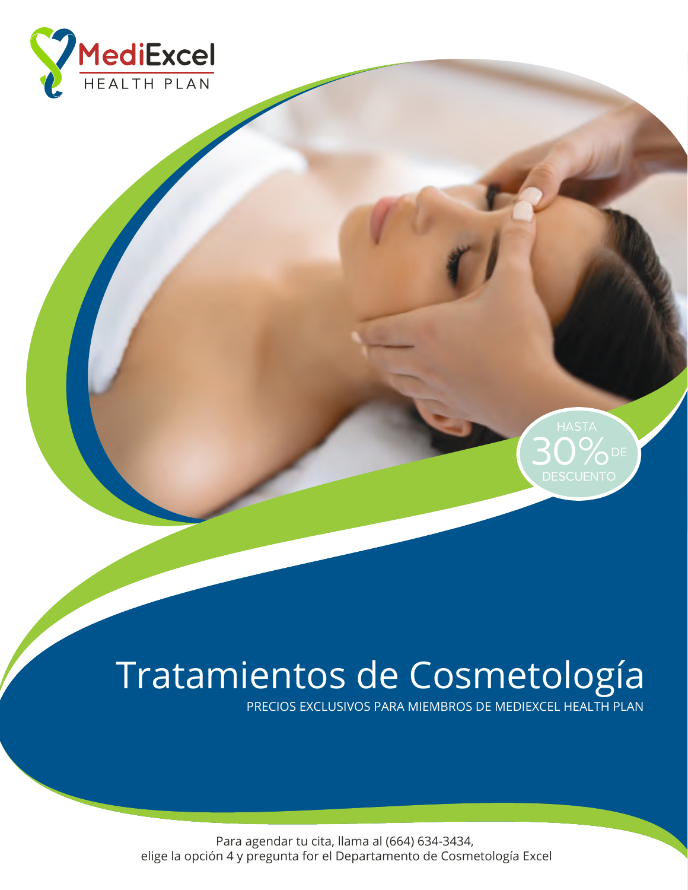MediExcel
HEALTH PLAN

HASTA
30% DE
DESCUENTO

# Tratamientos de Cosmetología

PRECIOS EXCLUSIVOS PARA MIEMBROS DE MEDIEXCEL HEALTH PLAN

Para agendar tu cita, llama al (664) 634-3434,
elige la opción 4 y pregunta for el Departamento de Cosmetología Excel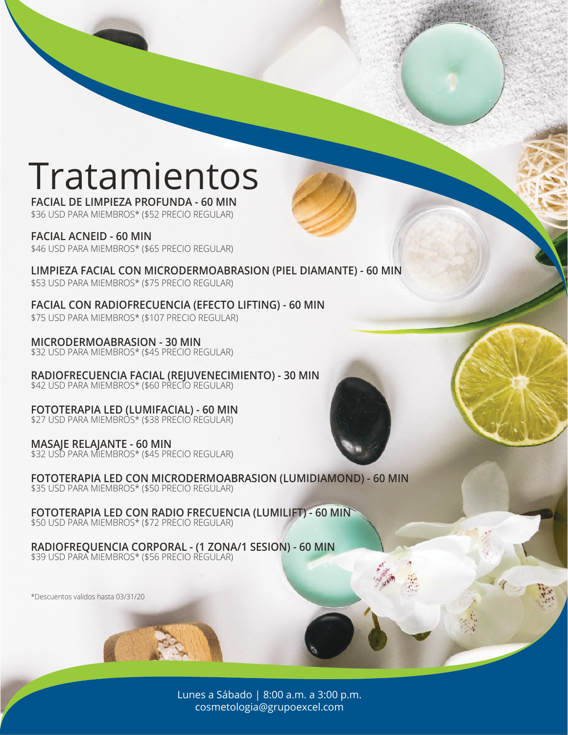# Tratamientos

**FACIAL DE LIMPIEZA PROFUNDA - 60 MIN**
$36 USD PARA MIEMBROS* ($52 PRECIO REGULAR)

**FACIAL ACNEID - 60 MIN**
$46 USD PARA MIEMBROS* ($65 PRECIO REGULAR)

**LIMPIEZA FACIAL CON MICRODERMOABRASION (PIEL DIAMANTE) - 60 MIN**
$53 USD PARA MIEMBROS* ($75 PRECIO REGULAR)

**FACIAL CON RADIOFRECUENCIA (EFECTO LIFTING) - 60 MIN**
$75 USD PARA MIEMBROS* ($107 PRECIO REGULAR)

**MICRODERMOABRASION - 30 MIN**
$32 USD PARA MIEMBROS* ($45 PRECIO REGULAR)

**RADIOFRECUENCIA FACIAL (REJUVENECIMIENTO) - 30 MIN**
$42 USD PARA MIEMBROS* ($60 PRECIO REGULAR)

**FOTOTERAPIA LED (LUMIFACIAL) - 60 MIN**
$27 USD PARA MIEMBROS* ($38 PRECIO REGULAR)

**MASAJE RELAJANTE - 60 MIN**
$32 USD PARA MIEMBROS* ($45 PRECIO REGULAR)

**FOTOTERAPIA LED CON MICRODERMOABRASION (LUMIDIAMOND) - 60 MIN**
$35 USD PARA MIEMBROS* ($50 PRECIO REGULAR)

**FOTOTERAPIA LED CON RADIO FRECUENCIA (LUMILIFT) - 60 MIN**
$50 USD PARA MIEMBROS* ($72 PRECIO REGULAR)

**RADIOFREQUENCIA CORPORAL - (1 ZONA/1 SESION) - 60 MIN**
$39 USD PARA MIEMBROS* ($56 PRECIO REGULAR)

*Descuentos validos hasta 03/31/20

Lunes a Sábado | 8:00 a.m. a 3:00 p.m.
cosmetologia@grupoexcel.com